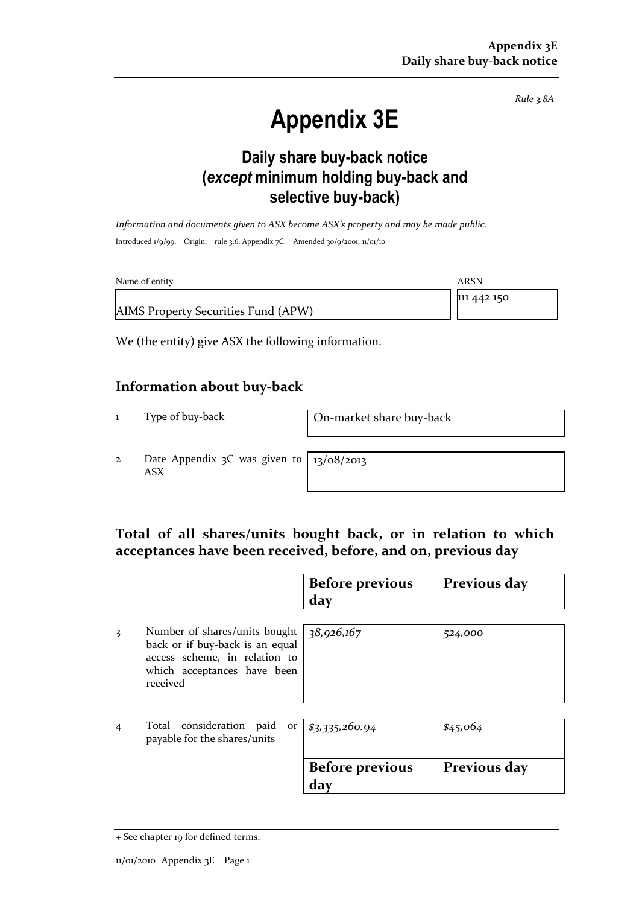*Rule 3.8A*

# Appendix 3E

## Daily share buy-back notice (*except* minimum holding buy-back and selective buy-back)

*Information and documents given to ASX become ASX's property and may be made public.*

Introduced 1/9/99. Origin: rule 3.6, Appendix 7C. Amended 30/9/2001, 11/01/10

| Name of entity | ARSN |
|---|---|
| AIMS Property Securities Fund (APW) | 111 442 150 |

We (the entity) give ASX the following information.

## Information about buy-back

| | | |
|---|---|---|
| 1 | Type of buy-back | On-market share buy-back |
| 2 | Date Appendix 3C was given to ASX | 13/08/2013 |

## Total of all shares/units bought back, or in relation to which acceptances have been received, before, and on, previous day

| | | Before previous day | Previous day |
|---|---|---|---|
| 3 | Number of shares/units bought back or if buy-back is an equal access scheme, in relation to which acceptances have been received | *38,926,167* | *524,000* |
| 4 | Total consideration paid or payable for the shares/units | *$3,335,260.94* | *$45,064* |

| Before previous day | Previous day |
|---|---|

+ See chapter 19 for defined terms.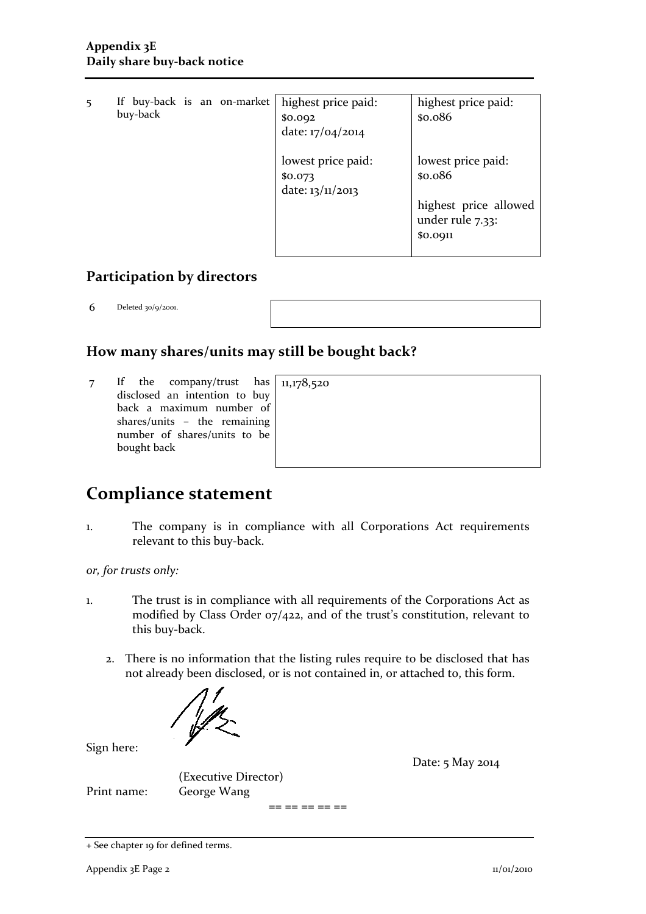| | | | |
|---|---|---|---|
| 5 | If buy-back is an on-market buy-back | highest price paid: \$0.092<br>date: 17/04/2014<br><br>lowest price paid: \$0.073<br>date: 13/11/2013 | highest price paid: \$0.086<br><br>lowest price paid: \$0.086<br><br>highest price allowed under rule 7.33: \$0.0911 |

## Participation by directors

| | | |
|---|---|---|
| 6 | Deleted 30/9/2001. | |

## How many shares/units may still be bought back?

| | | |
|---|---|---|
| 7 | If the company/trust has disclosed an intention to buy back a maximum number of shares/units – the remaining number of shares/units to be bought back | 11,178,520 |

# Compliance statement

1. The company is in compliance with all Corporations Act requirements relevant to this buy-back.

*or, for trusts only:*

1. The trust is in compliance with all requirements of the Corporations Act as modified by Class Order 07/422, and of the trust's constitution, relevant to this buy-back.

2. There is no information that the listing rules require to be disclosed that has not already been disclosed, or is not contained in, or attached to, this form.

Sign here:

Date: 5 May 2014

(Executive Director)

Print name: George Wang

== == == == ==

+ See chapter 19 for defined terms.